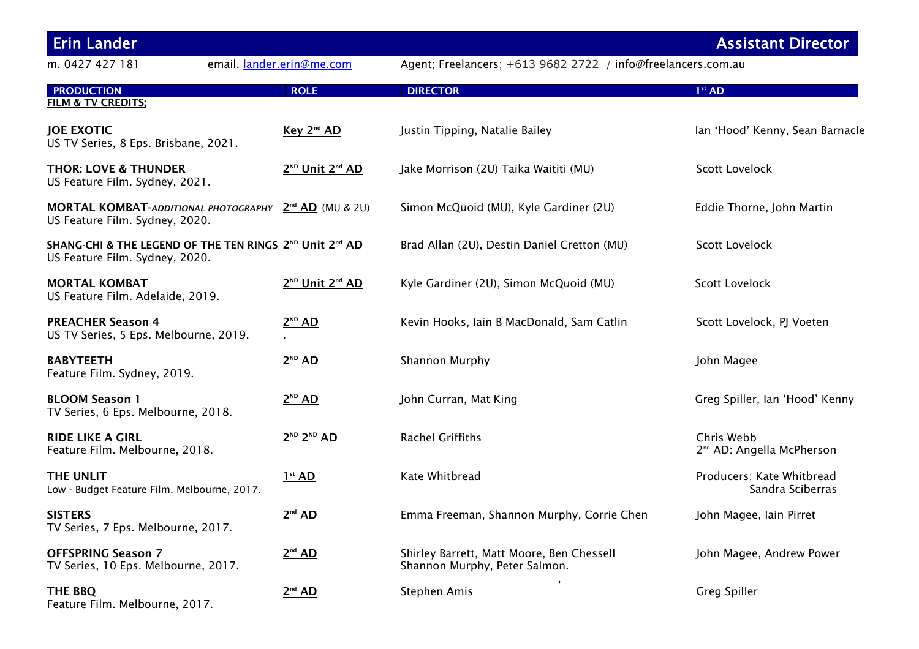# Erin Lander — Assistant Director

m. 0427 427 181 email. lander.erin@me.com Agent; Freelancers; +613 9682 2722 / info@freelancers.com.au

| PRODUCTION | ROLE | DIRECTOR | 1st AD |
|---|---|---|---|
| **FILM & TV CREDITS;** | | | |
| **JOE EXOTIC**<br>US TV Series, 8 Eps. Brisbane, 2021. | **Key 2nd AD** | Justin Tipping, Natalie Bailey | Ian 'Hood' Kenny, Sean Barnacle |
| **THOR: LOVE & THUNDER**<br>US Feature Film. Sydney, 2021. | **2ND Unit 2nd AD** | Jake Morrison (2U) Taika Waititi (MU) | Scott Lovelock |
| **MORTAL KOMBAT**-*ADDITIONAL PHOTOGRAPHY*<br>US Feature Film. Sydney, 2020. | **2nd AD** (MU & 2U) | Simon McQuoid (MU), Kyle Gardiner (2U) | Eddie Thorne, John Martin |
| **SHANG-CHI & THE LEGEND OF THE TEN RINGS**<br>US Feature Film. Sydney, 2020. | **2ND Unit 2nd AD** | Brad Allan (2U), Destin Daniel Cretton (MU) | Scott Lovelock |
| **MORTAL KOMBAT**<br>US Feature Film. Adelaide, 2019. | **2ND Unit 2nd AD** | Kyle Gardiner (2U), Simon McQuoid (MU) | Scott Lovelock |
| **PREACHER Season 4**<br>US TV Series, 5 Eps. Melbourne, 2019. | **2ND AD** | Kevin Hooks, Iain B MacDonald, Sam Catlin | Scott Lovelock, PJ Voeten |
| **BABYTEETH**<br>Feature Film. Sydney, 2019. | **2ND AD** | Shannon Murphy | John Magee |
| **BLOOM Season 1**<br>TV Series, 6 Eps. Melbourne, 2018. | **2ND AD** | John Curran, Mat King | Greg Spiller, Ian 'Hood' Kenny |
| **RIDE LIKE A GIRL**<br>Feature Film. Melbourne, 2018. | **2ND 2ND AD** | Rachel Griffiths | Chris Webb<br>2nd AD: Angella McPherson |
| **THE UNLIT**<br>Low - Budget Feature Film. Melbourne, 2017. | **1st AD** | Kate Whitbread | Producers: Kate Whitbread<br>Sandra Sciberras |
| **SISTERS**<br>TV Series, 7 Eps. Melbourne, 2017. | **2nd AD** | Emma Freeman, Shannon Murphy, Corrie Chen | John Magee, Iain Pirret |
| **OFFSPRING Season 7**<br>TV Series, 10 Eps. Melbourne, 2017. | **2nd AD** | Shirley Barrett, Matt Moore, Ben Chessell<br>Shannon Murphy, Peter Salmon. | John Magee, Andrew Power |
| **THE BBQ**<br>Feature Film. Melbourne, 2017. | **2nd AD** | Stephen Amis | Greg Spiller |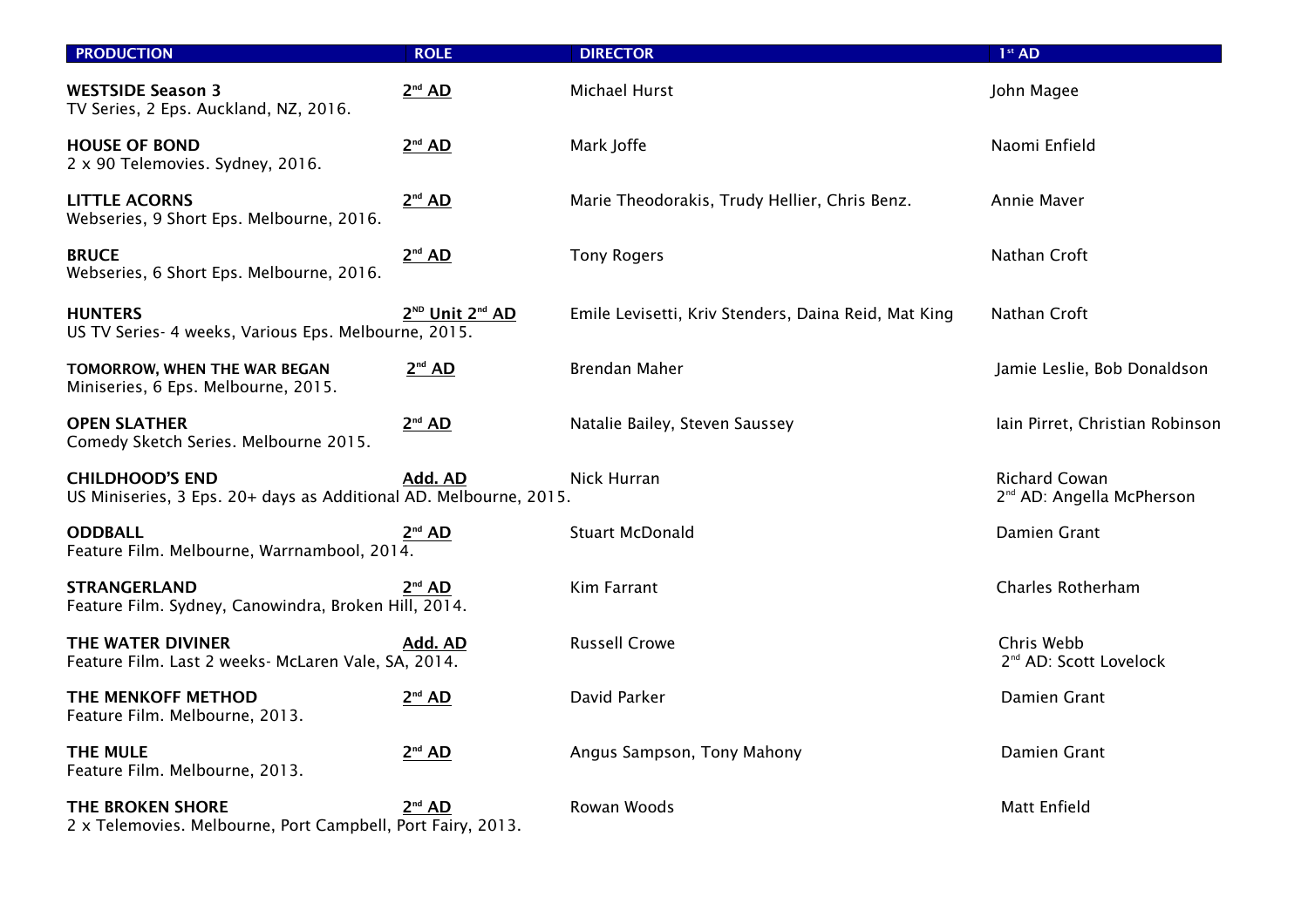| PRODUCTION | ROLE | DIRECTOR | 1st AD |
| --- | --- | --- | --- |
| **WESTSIDE Season 3**<br>TV Series, 2 Eps. Auckland, NZ, 2016. | **2nd AD** | Michael Hurst | John Magee |
| **HOUSE OF BOND**<br>2 x 90 Telemovies. Sydney, 2016. | **2nd AD** | Mark Joffe | Naomi Enfield |
| **LITTLE ACORNS**<br>Webseries, 9 Short Eps. Melbourne, 2016. | **2nd AD** | Marie Theodorakis, Trudy Hellier, Chris Benz. | Annie Maver |
| **BRUCE**<br>Webseries, 6 Short Eps. Melbourne, 2016. | **2nd AD** | Tony Rogers | Nathan Croft |
| **HUNTERS**<br>US TV Series- 4 weeks, Various Eps. Melbourne, 2015. | **2ND Unit 2nd AD** | Emile Levisetti, Kriv Stenders, Daina Reid, Mat King | Nathan Croft |
| **TOMORROW, WHEN THE WAR BEGAN**<br>Miniseries, 6 Eps. Melbourne, 2015. | **2nd AD** | Brendan Maher | Jamie Leslie, Bob Donaldson |
| **OPEN SLATHER**<br>Comedy Sketch Series. Melbourne 2015. | **2nd AD** | Natalie Bailey, Steven Saussey | Iain Pirret, Christian Robinson |
| **CHILDHOOD'S END**<br>US Miniseries, 3 Eps. 20+ days as Additional AD. Melbourne, 2015. | **Add. AD** | Nick Hurran | Richard Cowan<br>2nd AD: Angella McPherson |
| **ODDBALL**<br>Feature Film. Melbourne, Warrnambool, 2014. | **2nd AD** | Stuart McDonald | Damien Grant |
| **STRANGERLAND**<br>Feature Film. Sydney, Canowindra, Broken Hill, 2014. | **2nd AD** | Kim Farrant | Charles Rotherham |
| **THE WATER DIVINER**<br>Feature Film. Last 2 weeks- McLaren Vale, SA, 2014. | **Add. AD** | Russell Crowe | Chris Webb<br>2nd AD: Scott Lovelock |
| **THE MENKOFF METHOD**<br>Feature Film. Melbourne, 2013. | **2nd AD** | David Parker | Damien Grant |
| **THE MULE**<br>Feature Film. Melbourne, 2013. | **2nd AD** | Angus Sampson, Tony Mahony | Damien Grant |
| **THE BROKEN SHORE**<br>2 x Telemovies. Melbourne, Port Campbell, Port Fairy, 2013. | **2nd AD** | Rowan Woods | Matt Enfield |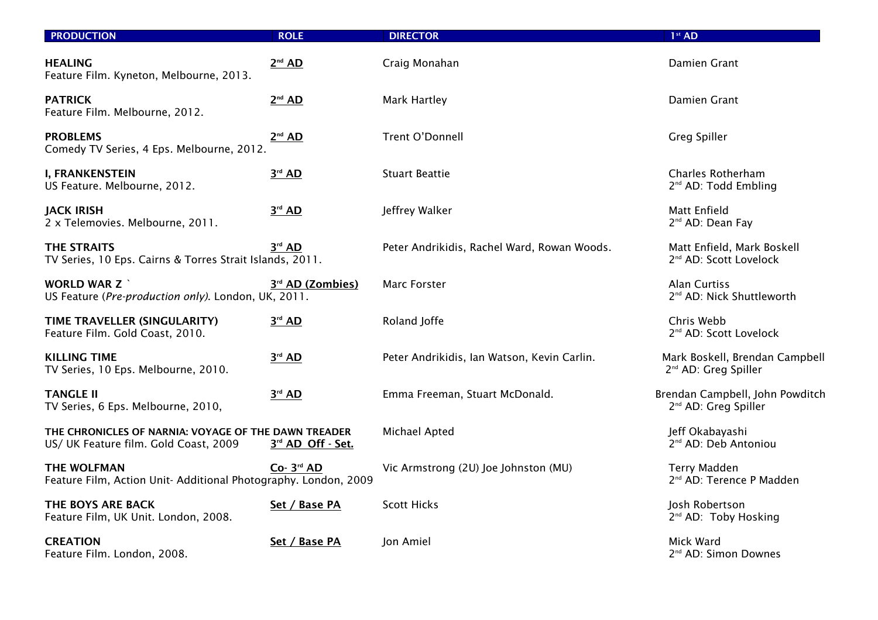| PRODUCTION | ROLE | DIRECTOR | 1st AD |
|---|---|---|---|
| **HEALING**<br>Feature Film. Kyneton, Melbourne, 2013. | **2nd AD** | Craig Monahan | Damien Grant |
| **PATRICK**<br>Feature Film. Melbourne, 2012. | **2nd AD** | Mark Hartley | Damien Grant |
| **PROBLEMS**<br>Comedy TV Series, 4 Eps. Melbourne, 2012. | **2nd AD** | Trent O'Donnell | Greg Spiller |
| **I, FRANKENSTEIN**<br>US Feature. Melbourne, 2012. | **3rd AD** | Stuart Beattie | Charles Rotherham<br>2nd AD: Todd Embling |
| **JACK IRISH**<br>2 x Telemovies. Melbourne, 2011. | **3rd AD** | Jeffrey Walker | Matt Enfield<br>2nd AD: Dean Fay |
| **THE STRAITS**<br>TV Series, 10 Eps. Cairns & Torres Strait Islands, 2011. | **3rd AD** | Peter Andrikidis, Rachel Ward, Rowan Woods. | Matt Enfield, Mark Boskell<br>2nd AD: Scott Lovelock |
| **WORLD WAR Z `**<br>US Feature (*Pre-production only*). London, UK, 2011. | **3rd AD (Zombies)** | Marc Forster | Alan Curtiss<br>2nd AD: Nick Shuttleworth |
| **TIME TRAVELLER (SINGULARITY)**<br>Feature Film. Gold Coast, 2010. | **3rd AD** | Roland Joffe | Chris Webb<br>2nd AD: Scott Lovelock |
| **KILLING TIME**<br>TV Series, 10 Eps. Melbourne, 2010. | **3rd AD** | Peter Andrikidis, Ian Watson, Kevin Carlin. | Mark Boskell, Brendan Campbell<br>2nd AD: Greg Spiller |
| **TANGLE II**<br>TV Series, 6 Eps. Melbourne, 2010, | **3rd AD** | Emma Freeman, Stuart McDonald. | Brendan Campbell, John Powditch<br>2nd AD: Greg Spiller |
| **THE CHRONICLES OF NARNIA: VOYAGE OF THE DAWN TREADER**<br>US/ UK Feature film. Gold Coast, 2009 | **3rd AD Off - Set.** | Michael Apted | Jeff Okabayashi<br>2nd AD: Deb Antoniou |
| **THE WOLFMAN**<br>Feature Film, Action Unit- Additional Photography. London, 2009 | **Co- 3rd AD** | Vic Armstrong (2U) Joe Johnston (MU) | Terry Madden<br>2nd AD: Terence P Madden |
| **THE BOYS ARE BACK**<br>Feature Film, UK Unit. London, 2008. | **Set / Base PA** | Scott Hicks | Josh Robertson<br>2nd AD: Toby Hosking |
| **CREATION**<br>Feature Film. London, 2008. | **Set / Base PA** | Jon Amiel | Mick Ward<br>2nd AD: Simon Downes |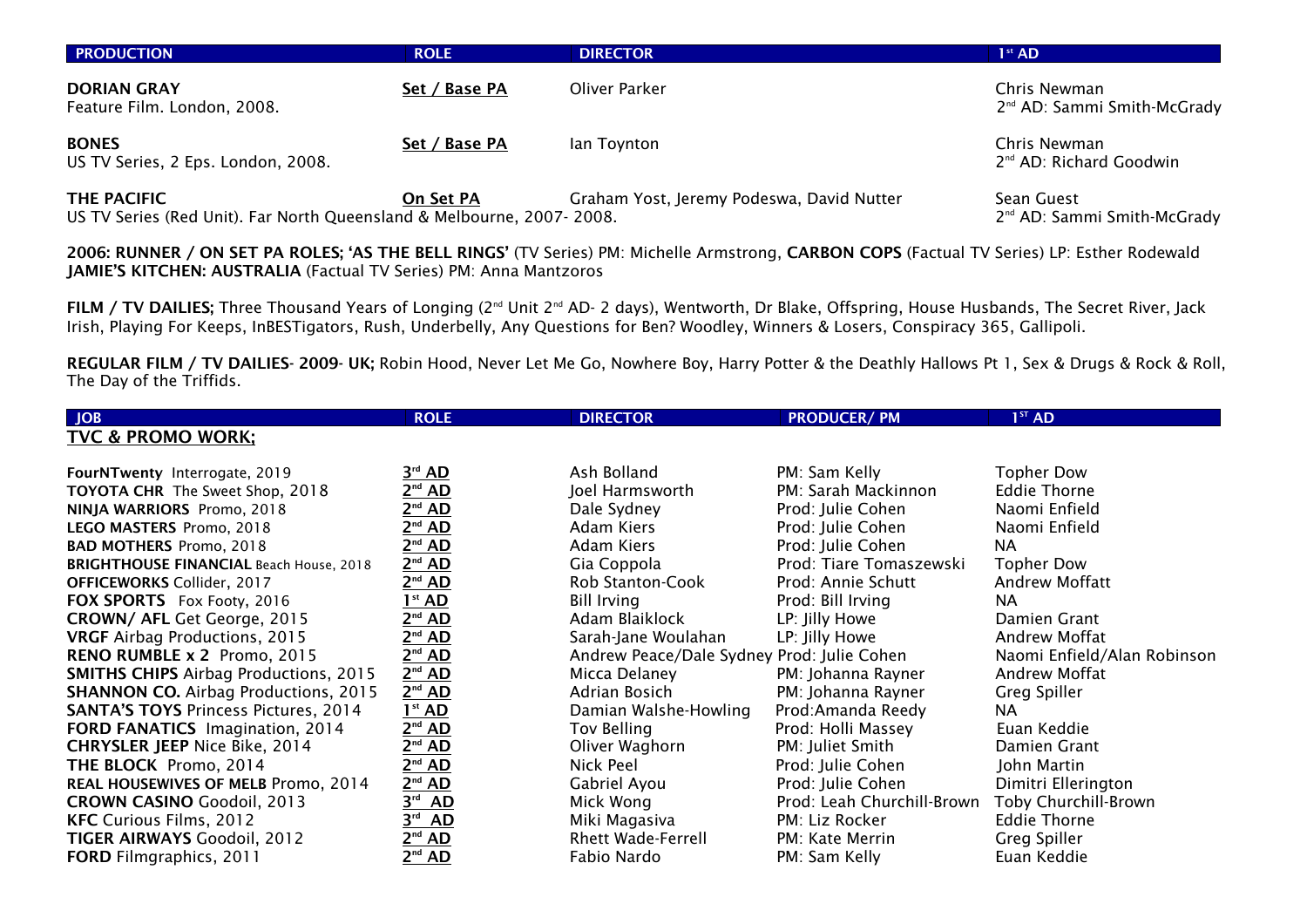| PRODUCTION | ROLE | DIRECTOR | 1st AD |
|---|---|---|---|
| **DORIAN GRAY**<br>Feature Film. London, 2008. | **Set / Base PA** | Oliver Parker | Chris Newman<br>2nd AD: Sammi Smith-McGrady |
| **BONES**<br>US TV Series, 2 Eps. London, 2008. | **Set / Base PA** | Ian Toynton | Chris Newman<br>2nd AD: Richard Goodwin |
| **THE PACIFIC**<br>US TV Series (Red Unit). Far North Queensland & Melbourne, 2007- 2008. | **On Set PA** | Graham Yost, Jeremy Podeswa, David Nutter | Sean Guest<br>2nd AD: Sammi Smith-McGrady |

**2006: RUNNER / ON SET PA ROLES; 'AS THE BELL RINGS'** (TV Series) PM: Michelle Armstrong, **CARBON COPS** (Factual TV Series) LP: Esther Rodewald **JAMIE'S KITCHEN: AUSTRALIA** (Factual TV Series) PM: Anna Mantzoros

**FILM / TV DAILIES;** Three Thousand Years of Longing (2nd Unit 2nd AD- 2 days), Wentworth, Dr Blake, Offspring, House Husbands, The Secret River, Jack Irish, Playing For Keeps, InBESTigators, Rush, Underbelly, Any Questions for Ben? Woodley, Winners & Losers, Conspiracy 365, Gallipoli.

**REGULAR FILM / TV DAILIES- 2009- UK;** Robin Hood, Never Let Me Go, Nowhere Boy, Harry Potter & the Deathly Hallows Pt 1, Sex & Drugs & Rock & Roll, The Day of the Triffids.

## TVC & PROMO WORK;

| JOB | ROLE | DIRECTOR | PRODUCER/ PM | 1ST AD |
|---|---|---|---|---|
| **FourNTwenty** Interrogate, 2019 | **3rd AD** | Ash Bolland | PM: Sam Kelly | Topher Dow |
| **TOYOTA CHR** The Sweet Shop, 2018 | **2nd AD** | Joel Harmsworth | PM: Sarah Mackinnon | Eddie Thorne |
| **NINJA WARRIORS** Promo, 2018 | **2nd AD** | Dale Sydney | Prod: Julie Cohen | Naomi Enfield |
| **LEGO MASTERS** Promo, 2018 | **2nd AD** | Adam Kiers | Prod: Julie Cohen | Naomi Enfield |
| **BAD MOTHERS** Promo, 2018 | **2nd AD** | Adam Kiers | Prod: Julie Cohen | NA |
| **BRIGHTHOUSE FINANCIAL** Beach House, 2018 | **2nd AD** | Gia Coppola | Prod: Tiare Tomaszewski | Topher Dow |
| **OFFICEWORKS** Collider, 2017 | **2nd AD** | Rob Stanton-Cook | Prod: Annie Schutt | Andrew Moffatt |
| **FOX SPORTS** Fox Footy, 2016 | **1st AD** | Bill Irving | Prod: Bill Irving | NA |
| **CROWN/ AFL** Get George, 2015 | **2nd AD** | Adam Blaiklock | LP: Jilly Howe | Damien Grant |
| **VRGF** Airbag Productions, 2015 | **2nd AD** | Sarah-Jane Woulahan | LP: Jilly Howe | Andrew Moffat |
| **RENO RUMBLE x 2** Promo, 2015 | **2nd AD** | Andrew Peace/Dale Sydney | Prod: Julie Cohen | Naomi Enfield/Alan Robinson |
| **SMITHS CHIPS** Airbag Productions, 2015 | **2nd AD** | Micca Delaney | PM: Johanna Rayner | Andrew Moffat |
| **SHANNON CO.** Airbag Productions, 2015 | **2nd AD** | Adrian Bosich | PM: Johanna Rayner | Greg Spiller |
| **SANTA'S TOYS** Princess Pictures, 2014 | **1st AD** | Damian Walshe-Howling | Prod:Amanda Reedy | NA |
| **FORD FANATICS** Imagination, 2014 | **2nd AD** | Tov Belling | Prod: Holli Massey | Euan Keddie |
| **CHRYSLER JEEP** Nice Bike, 2014 | **2nd AD** | Oliver Waghorn | PM: Juliet Smith | Damien Grant |
| **THE BLOCK** Promo, 2014 | **2nd AD** | Nick Peel | Prod: Julie Cohen | John Martin |
| **REAL HOUSEWIVES OF MELB** Promo, 2014 | **2nd AD** | Gabriel Ayou | Prod: Julie Cohen | Dimitri Ellerington |
| **CROWN CASINO** Goodoil, 2013 | **3rd AD** | Mick Wong | Prod: Leah Churchill-Brown | Toby Churchill-Brown |
| **KFC** Curious Films, 2012 | **3rd AD** | Miki Magasiva | PM: Liz Rocker | Eddie Thorne |
| **TIGER AIRWAYS** Goodoil, 2012 | **2nd AD** | Rhett Wade-Ferrell | PM: Kate Merrin | Greg Spiller |
| **FORD** Filmgraphics, 2011 | **2nd AD** | Fabio Nardo | PM: Sam Kelly | Euan Keddie |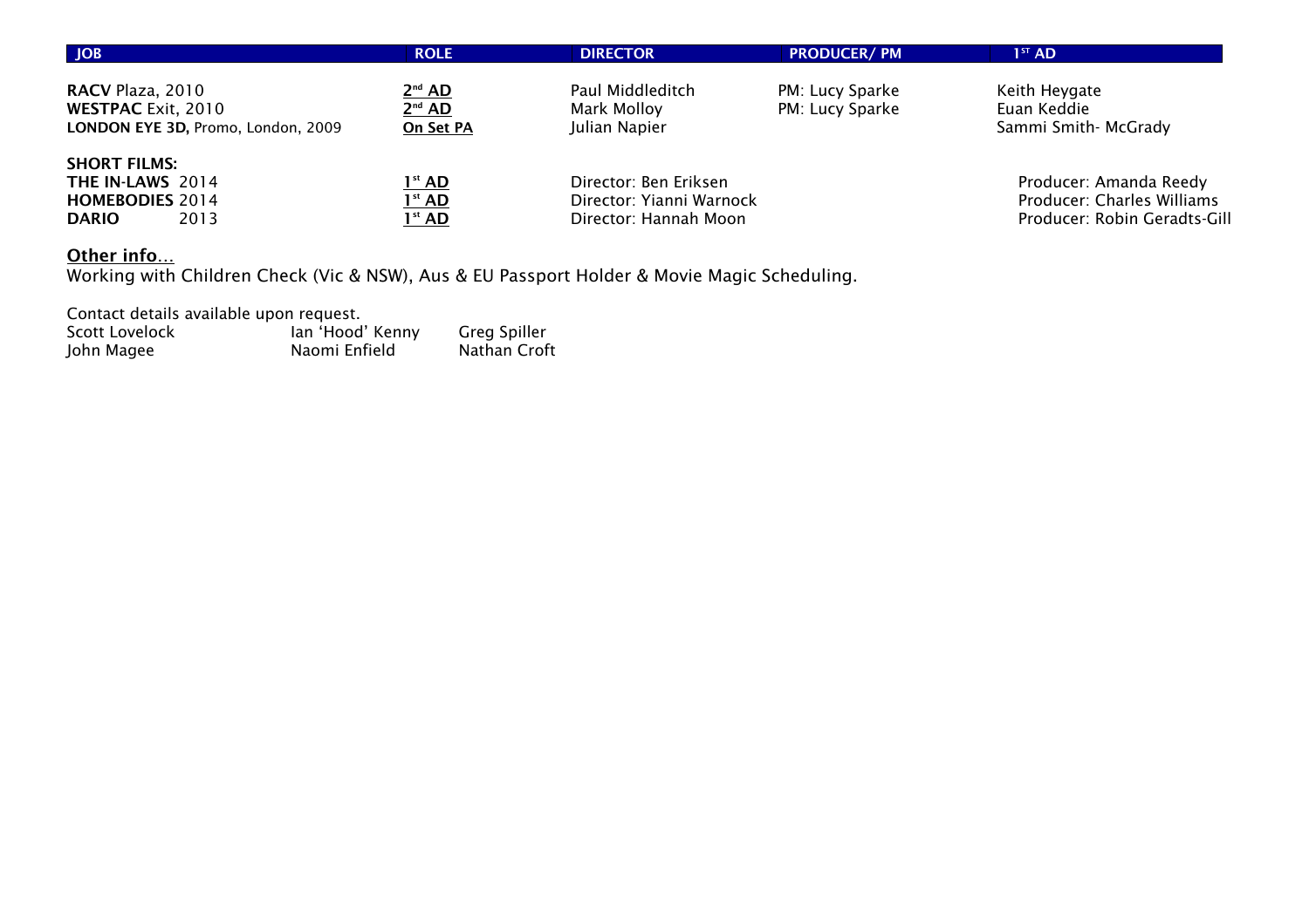| JOB | ROLE | DIRECTOR | PRODUCER/ PM | 1ST AD |
|---|---|---|---|---|
| **RACV** Plaza, 2010 | **2nd AD** | Paul Middleditch | PM: Lucy Sparke | Keith Heygate |
| **WESTPAC** Exit, 2010 | **2nd AD** | Mark Molloy | PM: Lucy Sparke | Euan Keddie |
| **LONDON EYE 3D,** Promo, London, 2009 | **On Set PA** | Julian Napier | | Sammi Smith- McGrady |
| **SHORT FILMS:** | | | | |
| **THE IN-LAWS** 2014 | **1st AD** | Director: Ben Eriksen | | Producer: Amanda Reedy |
| **HOMEBODIES** 2014 | **1st AD** | Director: Yianni Warnock | | Producer: Charles Williams |
| **DARIO** 2013 | **1st AD** | Director: Hannah Moon | | Producer: Robin Geradts-Gill |

**Other info…**

Working with Children Check (Vic & NSW), Aus & EU Passport Holder & Movie Magic Scheduling.

Contact details available upon request.

| | | |
|---|---|---|
| Scott Lovelock | Ian 'Hood' Kenny | Greg Spiller |
| John Magee | Naomi Enfield | Nathan Croft |